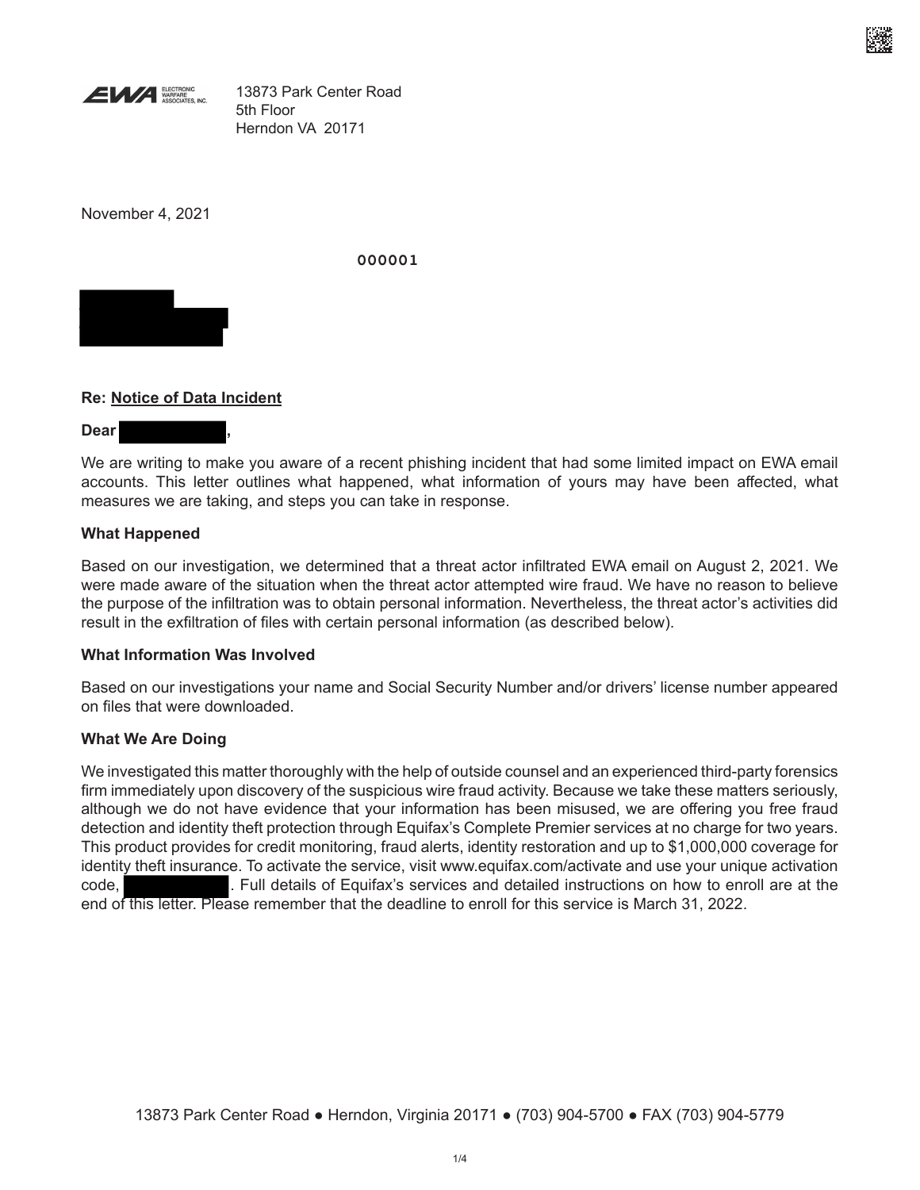EWA ELECTRONIC WARFARE ASSOCIATES, INC.

13873 Park Center Road
5th Floor
Herndon VA 20171

November 4, 2021

000001

**Re: Notice of Data Incident**

**Dear ,**

We are writing to make you aware of a recent phishing incident that had some limited impact on EWA email accounts. This letter outlines what happened, what information of yours may have been affected, what measures we are taking, and steps you can take in response.

**What Happened**

Based on our investigation, we determined that a threat actor infiltrated EWA email on August 2, 2021. We were made aware of the situation when the threat actor attempted wire fraud. We have no reason to believe the purpose of the infiltration was to obtain personal information. Nevertheless, the threat actor's activities did result in the exfiltration of files with certain personal information (as described below).

**What Information Was Involved**

Based on our investigations your name and Social Security Number and/or drivers' license number appeared on files that were downloaded.

**What We Are Doing**

We investigated this matter thoroughly with the help of outside counsel and an experienced third-party forensics firm immediately upon discovery of the suspicious wire fraud activity. Because we take these matters seriously, although we do not have evidence that your information has been misused, we are offering you free fraud detection and identity theft protection through Equifax's Complete Premier services at no charge for two years. This product provides for credit monitoring, fraud alerts, identity restoration and up to $1,000,000 coverage for identity theft insurance. To activate the service, visit www.equifax.com/activate and use your unique activation code, . Full details of Equifax's services and detailed instructions on how to enroll are at the end of this letter. Please remember that the deadline to enroll for this service is March 31, 2022.

13873 Park Center Road ● Herndon, Virginia 20171 ● (703) 904-5700 ● FAX (703) 904-5779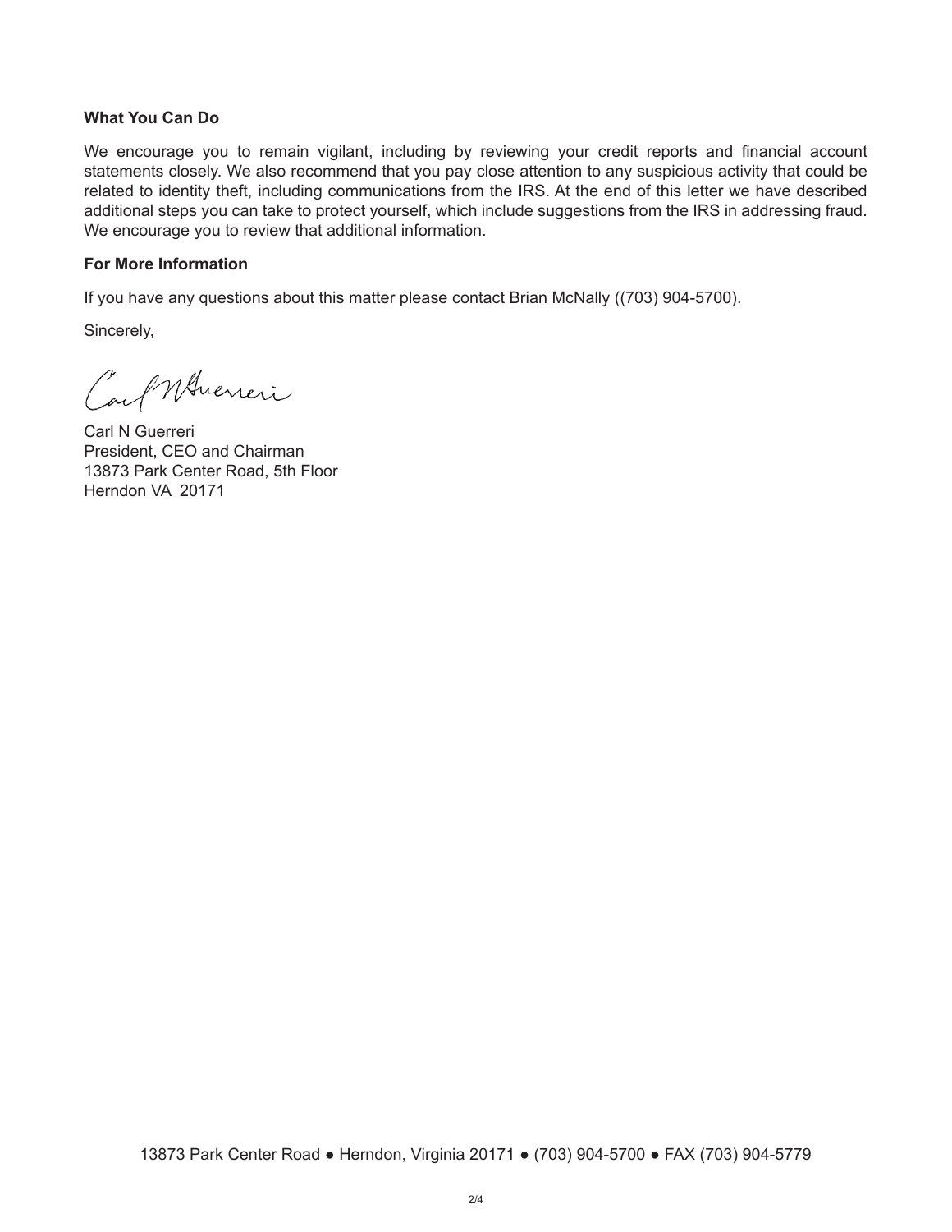**What You Can Do**

We encourage you to remain vigilant, including by reviewing your credit reports and financial account statements closely. We also recommend that you pay close attention to any suspicious activity that could be related to identity theft, including communications from the IRS. At the end of this letter we have described additional steps you can take to protect yourself, which include suggestions from the IRS in addressing fraud. We encourage you to review that additional information.

**For More Information**

If you have any questions about this matter please contact Brian McNally ((703) 904-5700).

Sincerely,

Carl N Guerreri
President, CEO and Chairman
13873 Park Center Road, 5th Floor
Herndon VA 20171

13873 Park Center Road ● Herndon, Virginia 20171 ● (703) 904-5700 ● FAX (703) 904-5779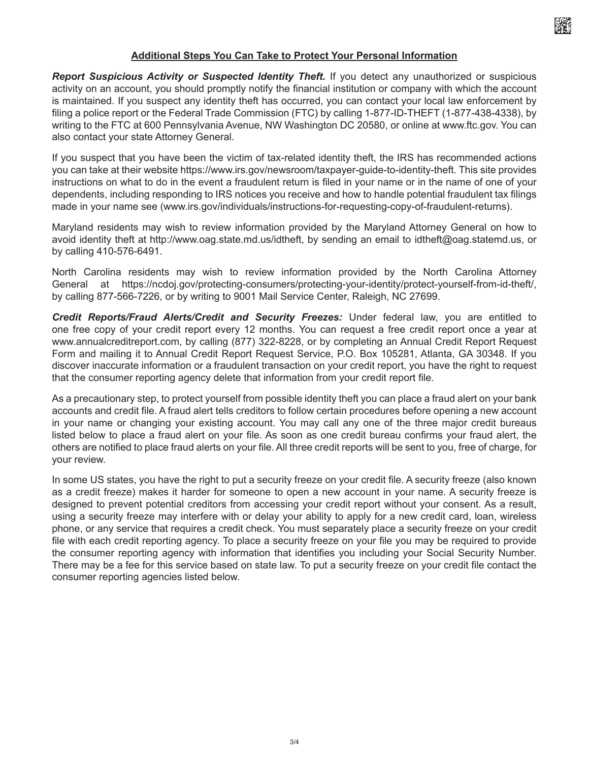## Additional Steps You Can Take to Protect Your Personal Information

***Report Suspicious Activity or Suspected Identity Theft.*** If you detect any unauthorized or suspicious activity on an account, you should promptly notify the financial institution or company with which the account is maintained. If you suspect any identity theft has occurred, you can contact your local law enforcement by filing a police report or the Federal Trade Commission (FTC) by calling 1-877-ID-THEFT (1-877-438-4338), by writing to the FTC at 600 Pennsylvania Avenue, NW Washington DC 20580, or online at www.ftc.gov. You can also contact your state Attorney General.

If you suspect that you have been the victim of tax-related identity theft, the IRS has recommended actions you can take at their website https://www.irs.gov/newsroom/taxpayer-guide-to-identity-theft. This site provides instructions on what to do in the event a fraudulent return is filed in your name or in the name of one of your dependents, including responding to IRS notices you receive and how to handle potential fraudulent tax filings made in your name see (www.irs.gov/individuals/instructions-for-requesting-copy-of-fraudulent-returns).

Maryland residents may wish to review information provided by the Maryland Attorney General on how to avoid identity theft at http://www.oag.state.md.us/idtheft, by sending an email to idtheft@oag.statemd.us, or by calling 410-576-6491.

North Carolina residents may wish to review information provided by the North Carolina Attorney General at https://ncdoj.gov/protecting-consumers/protecting-your-identity/protect-yourself-from-id-theft/, by calling 877-566-7226, or by writing to 9001 Mail Service Center, Raleigh, NC 27699.

***Credit Reports/Fraud Alerts/Credit and Security Freezes:*** Under federal law, you are entitled to one free copy of your credit report every 12 months. You can request a free credit report once a year at www.annualcreditreport.com, by calling (877) 322-8228, or by completing an Annual Credit Report Request Form and mailing it to Annual Credit Report Request Service, P.O. Box 105281, Atlanta, GA 30348. If you discover inaccurate information or a fraudulent transaction on your credit report, you have the right to request that the consumer reporting agency delete that information from your credit report file.

As a precautionary step, to protect yourself from possible identity theft you can place a fraud alert on your bank accounts and credit file. A fraud alert tells creditors to follow certain procedures before opening a new account in your name or changing your existing account. You may call any one of the three major credit bureaus listed below to place a fraud alert on your file. As soon as one credit bureau confirms your fraud alert, the others are notified to place fraud alerts on your file. All three credit reports will be sent to you, free of charge, for your review.

In some US states, you have the right to put a security freeze on your credit file. A security freeze (also known as a credit freeze) makes it harder for someone to open a new account in your name. A security freeze is designed to prevent potential creditors from accessing your credit report without your consent. As a result, using a security freeze may interfere with or delay your ability to apply for a new credit card, loan, wireless phone, or any service that requires a credit check. You must separately place a security freeze on your credit file with each credit reporting agency. To place a security freeze on your file you may be required to provide the consumer reporting agency with information that identifies you including your Social Security Number. There may be a fee for this service based on state law. To put a security freeze on your credit file contact the consumer reporting agencies listed below.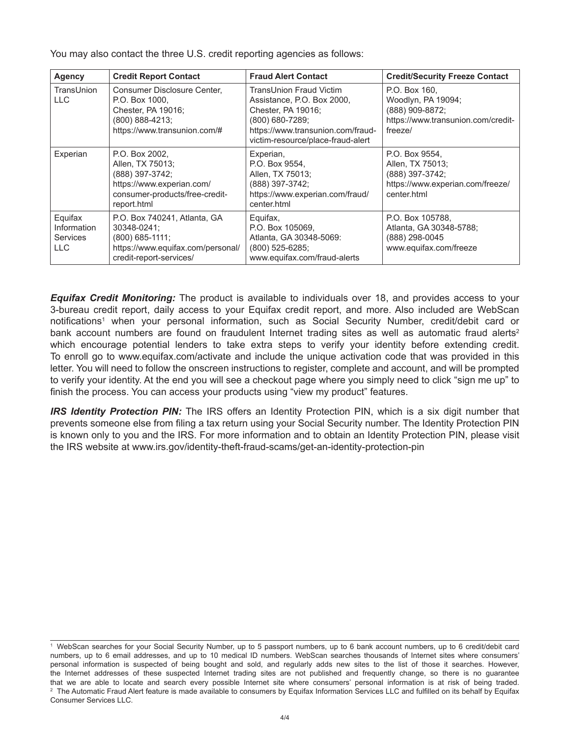You may also contact the three U.S. credit reporting agencies as follows:

| Agency | Credit Report Contact | Fraud Alert Contact | Credit/Security Freeze Contact |
|---|---|---|---|
| TransUnion LLC | Consumer Disclosure Center, P.O. Box 1000, Chester, PA 19016; (800) 888-4213; https://www.transunion.com/# | TransUnion Fraud Victim Assistance, P.O. Box 2000, Chester, PA 19016; (800) 680-7289; https://www.transunion.com/fraud-victim-resource/place-fraud-alert | P.O. Box 160, Woodlyn, PA 19094; (888) 909-8872; https://www.transunion.com/credit-freeze/ |
| Experian | P.O. Box 2002, Allen, TX 75013; (888) 397-3742; https://www.experian.com/consumer-products/free-credit-report.html | Experian, P.O. Box 9554, Allen, TX 75013; (888) 397-3742; https://www.experian.com/fraud/center.html | P.O. Box 9554, Allen, TX 75013; (888) 397-3742; https://www.experian.com/freeze/center.html |
| Equifax Information Services LLC | P.O. Box 740241, Atlanta, GA 30348-0241; (800) 685-1111; https://www.equifax.com/personal/credit-report-services/ | Equifax, P.O. Box 105069, Atlanta, GA 30348-5069: (800) 525-6285; www.equifax.com/fraud-alerts | P.O. Box 105788, Atlanta, GA 30348-5788; (888) 298-0045 www.equifax.com/freeze |

***Equifax Credit Monitoring:*** The product is available to individuals over 18, and provides access to your 3-bureau credit report, daily access to your Equifax credit report, and more. Also included are WebScan notifications[1] when your personal information, such as Social Security Number, credit/debit card or bank account numbers are found on fraudulent Internet trading sites as well as automatic fraud alerts[2] which encourage potential lenders to take extra steps to verify your identity before extending credit. To enroll go to www.equifax.com/activate and include the unique activation code that was provided in this letter. You will need to follow the onscreen instructions to register, complete and account, and will be prompted to verify your identity. At the end you will see a checkout page where you simply need to click "sign me up" to finish the process. You can access your products using "view my product" features.

***IRS Identity Protection PIN:*** The IRS offers an Identity Protection PIN, which is a six digit number that prevents someone else from filing a tax return using your Social Security number. The Identity Protection PIN is known only to you and the IRS. For more information and to obtain an Identity Protection PIN, please visit the IRS website at www.irs.gov/identity-theft-fraud-scams/get-an-identity-protection-pin

[1] WebScan searches for your Social Security Number, up to 5 passport numbers, up to 6 bank account numbers, up to 6 credit/debit card numbers, up to 6 email addresses, and up to 10 medical ID numbers. WebScan searches thousands of Internet sites where consumers' personal information is suspected of being bought and sold, and regularly adds new sites to the list of those it searches. However, the Internet addresses of these suspected Internet trading sites are not published and frequently change, so there is no guarantee that we are able to locate and search every possible Internet site where consumers' personal information is at risk of being traded.
[2] The Automatic Fraud Alert feature is made available to consumers by Equifax Information Services LLC and fulfilled on its behalf by Equifax Consumer Services LLC.